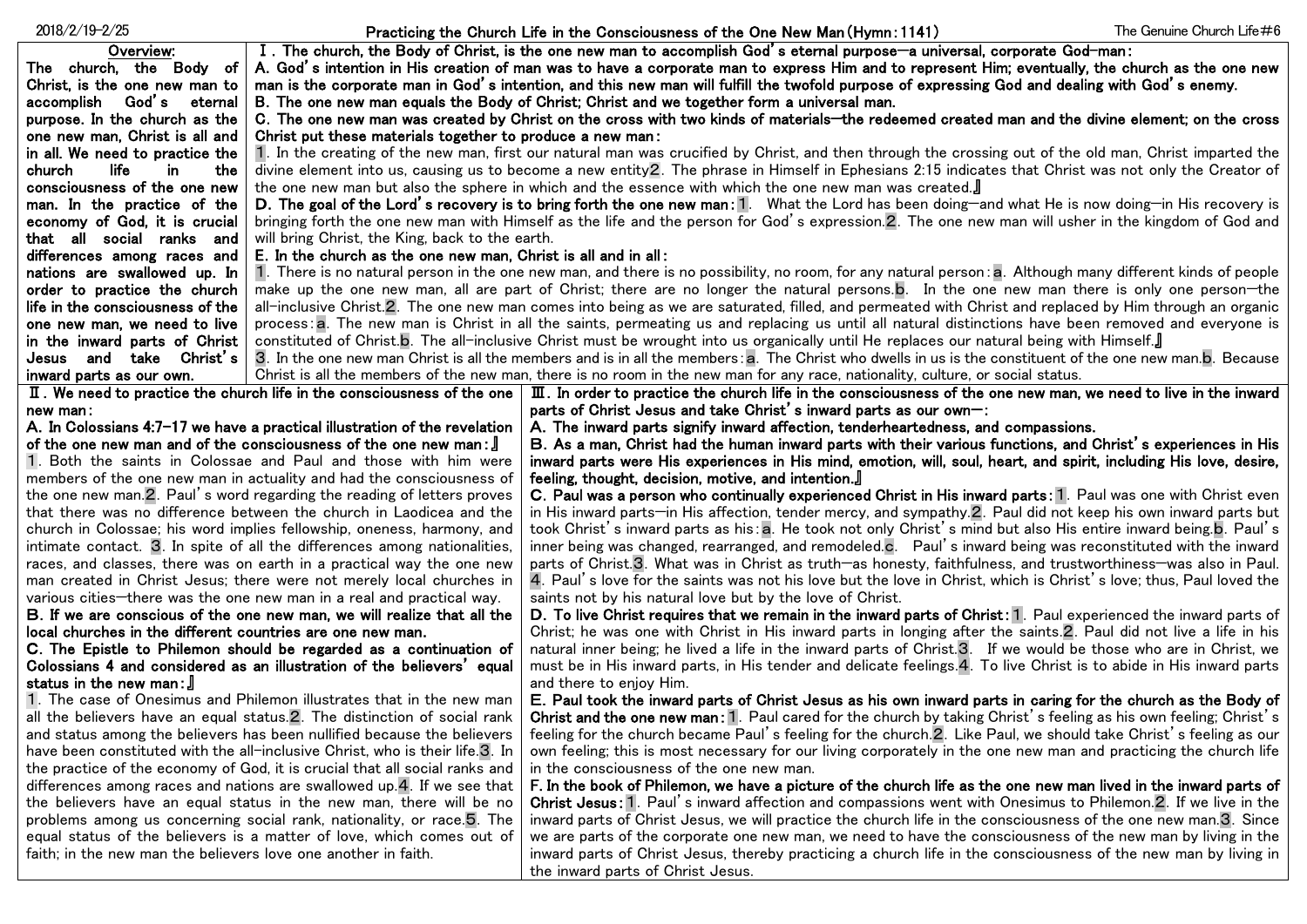# Practicing the Church Life in the Consciousness of the One New Man (Hymn: 1141)

2018/2/19-2/25 — The Genuine Church Life #6

**Overview:**
**The church, the Body of Christ, is the one new man to accomplish God's eternal purpose. In the church as the one new man, Christ is all and in all. We need to practice the church life in the consciousness of the one new man. In the practice of the economy of God, it is crucial that all social ranks and differences among races and nations are swallowed up. In order to practice the church life in the consciousness of the one new man, we need to live in the inward parts of Christ Jesus and take Christ's inward parts as our own.**

**Ⅰ. The church, the Body of Christ, is the one new man to accomplish God's eternal purpose—a universal, corporate God-man:**

**A. God's intention in His creation of man was to have a corporate man to express Him and to represent Him; eventually, the church as the one new man is the corporate man in God's intention, and this new man will fulfill the twofold purpose of expressing God and dealing with God's enemy.**

**B. The one new man equals the Body of Christ; Christ and we together form a universal man.**

**C. The one new man was created by Christ on the cross with two kinds of materials—the redeemed created man and the divine element; on the cross Christ put these materials together to produce a new man:**

1. In the creating of the new man, first our natural man was crucified by Christ, and then through the crossing out of the old man, Christ imparted the divine element into us, causing us to become a new entity 2. The phrase in Himself in Ephesians 2:15 indicates that Christ was not only the Creator of the one new man but also the sphere in which and the essence with which the one new man was created.』

**D. The goal of the Lord's recovery is to bring forth the one new man:** 1. What the Lord has been doing—and what He is now doing—in His recovery is bringing forth the one new man with Himself as the life and the person for God's expression. 2. The one new man will usher in the kingdom of God and will bring Christ, the King, back to the earth.

**E. In the church as the one new man, Christ is all and in all:**

1. There is no natural person in the one new man, and there is no possibility, no room, for any natural person: a. Although many different kinds of people make up the one new man, all are part of Christ; there are no longer the natural persons. b. In the one new man there is only one person—the all-inclusive Christ. 2. The one new man comes into being as we are saturated, filled, and permeated with Christ and replaced by Him through an organic process: a. The new man is Christ in all the saints, permeating us and replacing us until all natural distinctions have been removed and everyone is constituted of Christ. b. The all-inclusive Christ must be wrought into us organically until He replaces our natural being with Himself.』

3. In the one new man Christ is all the members and is in all the members: a. The Christ who dwells in us is the constituent of the one new man. b. Because Christ is all the members of the new man, there is no room in the new man for any race, nationality, culture, or social status.

**Ⅱ. We need to practice the church life in the consciousness of the one new man:**

**A. In Colossians 4:7-17 we have a practical illustration of the revelation of the one new man and of the consciousness of the one new man:』**

1. Both the saints in Colossae and Paul and those with him were members of the one new man in actuality and had the consciousness of the one new man. 2. Paul's word regarding the reading of letters proves that there was no difference between the church in Laodicea and the church in Colossae; his word implies fellowship, oneness, harmony, and intimate contact. 3. In spite of all the differences among nationalities, races, and classes, there was on earth in a practical way the one new man created in Christ Jesus; there were not merely local churches in various cities—there was the one new man in a real and practical way.

**B. If we are conscious of the one new man, we will realize that all the local churches in the different countries are one new man.**

**C. The Epistle to Philemon should be regarded as a continuation of Colossians 4 and considered as an illustration of the believers' equal status in the new man:』**

1. The case of Onesimus and Philemon illustrates that in the new man all the believers have an equal status. 2. The distinction of social rank and status among the believers has been nullified because the believers have been constituted with the all-inclusive Christ, who is their life. 3. In the practice of the economy of God, it is crucial that all social ranks and differences among races and nations are swallowed up. 4. If we see that the believers have an equal status in the new man, there will be no problems among us concerning social rank, nationality, or race. 5. The equal status of the believers is a matter of love, which comes out of faith; in the new man the believers love one another in faith.

**Ⅲ. In order to practice the church life in the consciousness of the one new man, we need to live in the inward parts of Christ Jesus and take Christ's inward parts as our own—:**

**A. The inward parts signify inward affection, tenderheartedness, and compassions.**

**B. As a man, Christ had the human inward parts with their various functions, and Christ's experiences in His inward parts were His experiences in His mind, emotion, will, soul, heart, and spirit, including His love, desire, feeling, thought, decision, motive, and intention.』**

**C. Paul was a person who continually experienced Christ in His inward parts:** 1. Paul was one with Christ even in His inward parts—in His affection, tender mercy, and sympathy. 2. Paul did not keep his own inward parts but took Christ's inward parts as his: a. He took not only Christ's mind but also His entire inward being. b. Paul's inner being was changed, rearranged, and remodeled. c. Paul's inward being was reconstituted with the inward parts of Christ. 3. What was in Christ as truth—as honesty, faithfulness, and trustworthiness—was also in Paul. 4. Paul's love for the saints was not his love but the love in Christ, which is Christ's love; thus, Paul loved the saints not by his natural love but by the love of Christ.

**D. To live Christ requires that we remain in the inward parts of Christ:** 1. Paul experienced the inward parts of Christ; he was one with Christ in His inward parts in longing after the saints. 2. Paul did not live a life in his natural inner being; he lived a life in the inward parts of Christ. 3. If we would be those who are in Christ, we must be in His inward parts, in His tender and delicate feelings. 4. To live Christ is to abide in His inward parts and there to enjoy Him.

**E. Paul took the inward parts of Christ Jesus as his own inward parts in caring for the church as the Body of Christ and the one new man:** 1. Paul cared for the church by taking Christ's feeling as his own feeling; Christ's feeling for the church became Paul's feeling for the church. 2. Like Paul, we should take Christ's feeling as our own feeling; this is most necessary for our living corporately in the one new man and practicing the church life in the consciousness of the one new man.

**F. In the book of Philemon, we have a picture of the church life as the one new man lived in the inward parts of Christ Jesus:** 1. Paul's inward affection and compassions went with Onesimus to Philemon. 2. If we live in the inward parts of Christ Jesus, we will practice the church life in the consciousness of the one new man. 3. Since we are parts of the corporate one new man, we need to have the consciousness of the new man by living in the inward parts of Christ Jesus, thereby practicing a church life in the consciousness of the new man by living in the inward parts of Christ Jesus.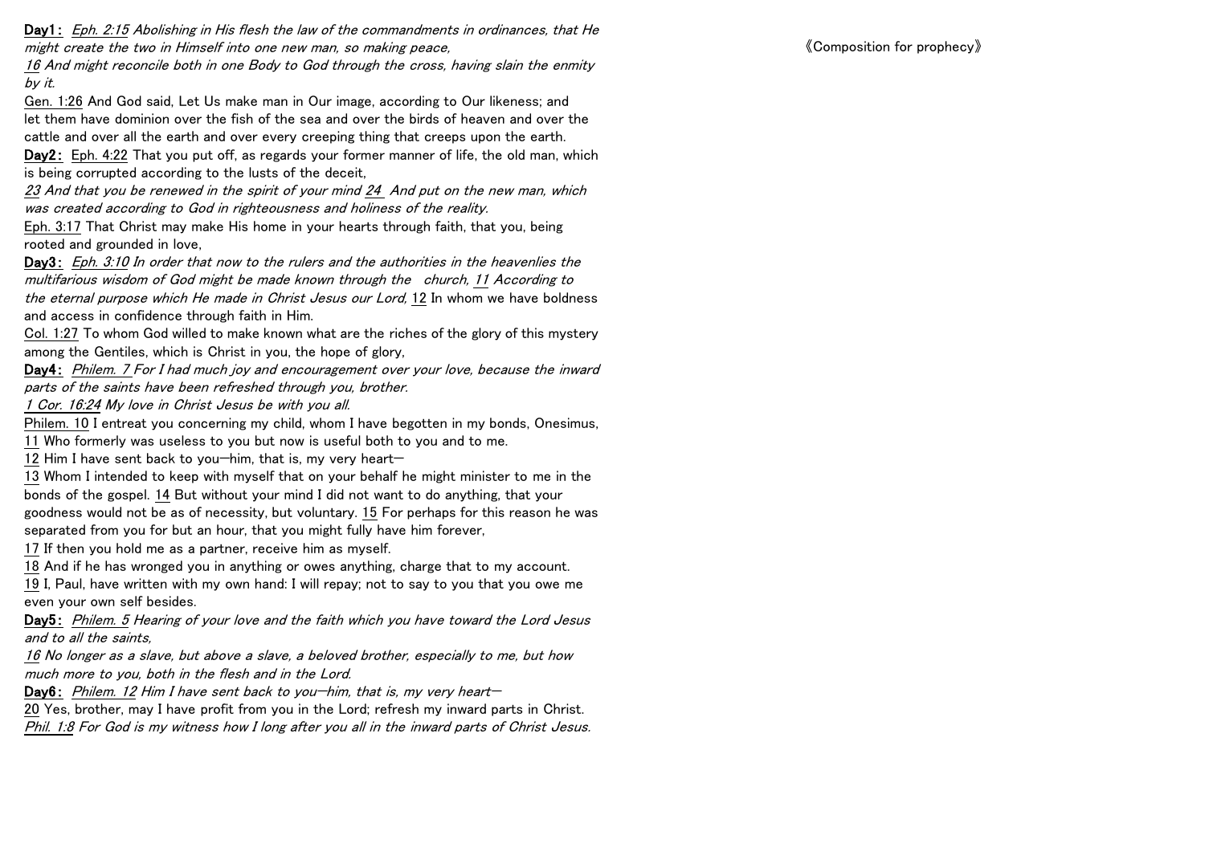**Day1:** *Eph. 2:15 Abolishing in His flesh the law of the commandments in ordinances, that He might create the two in Himself into one new man, so making peace,*
*16 And might reconcile both in one Body to God through the cross, having slain the enmity by it.*

Gen. 1:26 And God said, Let Us make man in Our image, according to Our likeness; and let them have dominion over the fish of the sea and over the birds of heaven and over the cattle and over all the earth and over every creeping thing that creeps upon the earth.

**Day2:** Eph. 4:22 That you put off, as regards your former manner of life, the old man, which is being corrupted according to the lusts of the deceit,
*23 And that you be renewed in the spirit of your mind 24 And put on the new man, which was created according to God in righteousness and holiness of the reality.*

Eph. 3:17 That Christ may make His home in your hearts through faith, that you, being rooted and grounded in love,

**Day3:** *Eph. 3:10 In order that now to the rulers and the authorities in the heavenlies the multifarious wisdom of God might be made known through the church, 11 According to the eternal purpose which He made in Christ Jesus our Lord,* 12 In whom we have boldness and access in confidence through faith in Him.

Col. 1:27 To whom God willed to make known what are the riches of the glory of this mystery among the Gentiles, which is Christ in you, the hope of glory,

**Day4:** *Philem. 7 For I had much joy and encouragement over your love, because the inward parts of the saints have been refreshed through you, brother.*
*1 Cor. 16:24 My love in Christ Jesus be with you all.*

Philem. 10 I entreat you concerning my child, whom I have begotten in my bonds, Onesimus,
11 Who formerly was useless to you but now is useful both to you and to me.
12 Him I have sent back to you—him, that is, my very heart—
13 Whom I intended to keep with myself that on your behalf he might minister to me in the bonds of the gospel. 14 But without your mind I did not want to do anything, that your goodness would not be as of necessity, but voluntary. 15 For perhaps for this reason he was separated from you for but an hour, that you might fully have him forever,
17 If then you hold me as a partner, receive him as myself.
18 And if he has wronged you in anything or owes anything, charge that to my account.
19 I, Paul, have written with my own hand: I will repay; not to say to you that you owe me even your own self besides.

**Day5:** *Philem. 5 Hearing of your love and the faith which you have toward the Lord Jesus and to all the saints,*
*16 No longer as a slave, but above a slave, a beloved brother, especially to me, but how much more to you, both in the flesh and in the Lord.*

**Day6:** *Philem. 12 Him I have sent back to you—him, that is, my very heart—*
20 Yes, brother, may I have profit from you in the Lord; refresh my inward parts in Christ.
*Phil. 1:8 For God is my witness how I long after you all in the inward parts of Christ Jesus.*

《Composition for prophecy》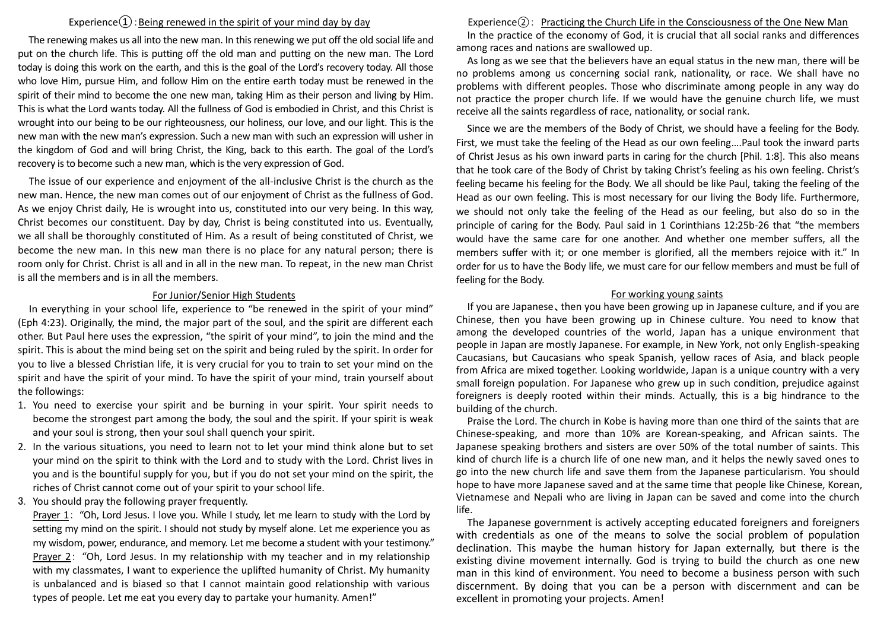## Experience①：Being renewed in the spirit of your mind day by day

The renewing makes us all into the new man. In this renewing we put off the old social life and put on the church life. This is putting off the old man and putting on the new man. The Lord today is doing this work on the earth, and this is the goal of the Lord's recovery today. All those who love Him, pursue Him, and follow Him on the entire earth today must be renewed in the spirit of their mind to become the one new man, taking Him as their person and living by Him. This is what the Lord wants today. All the fullness of God is embodied in Christ, and this Christ is wrought into our being to be our righteousness, our holiness, our love, and our light. This is the new man with the new man's expression. Such a new man with such an expression will usher in the kingdom of God and will bring Christ, the King, back to this earth. The goal of the Lord's recovery is to become such a new man, which is the very expression of God.

The issue of our experience and enjoyment of the all-inclusive Christ is the church as the new man. Hence, the new man comes out of our enjoyment of Christ as the fullness of God. As we enjoy Christ daily, He is wrought into us, constituted into our very being. In this way, Christ becomes our constituent. Day by day, Christ is being constituted into us. Eventually, we all shall be thoroughly constituted of Him. As a result of being constituted of Christ, we become the new man. In this new man there is no place for any natural person; there is room only for Christ. Christ is all and in all in the new man. To repeat, in the new man Christ is all the members and is in all the members.

### For Junior/Senior High Students

In everything in your school life, experience to "be renewed in the spirit of your mind" (Eph 4:23). Originally, the mind, the major part of the soul, and the spirit are different each other. But Paul here uses the expression, "the spirit of your mind", to join the mind and the spirit. This is about the mind being set on the spirit and being ruled by the spirit. In order for you to live a blessed Christian life, it is very crucial for you to train to set your mind on the spirit and have the spirit of your mind. To have the spirit of your mind, train yourself about the followings:

1. You need to exercise your spirit and be burning in your spirit. Your spirit needs to become the strongest part among the body, the soul and the spirit. If your spirit is weak and your soul is strong, then your soul shall quench your spirit.
2. In the various situations, you need to learn not to let your mind think alone but to set your mind on the spirit to think with the Lord and to study with the Lord. Christ lives in you and is the bountiful supply for you, but if you do not set your mind on the spirit, the riches of Christ cannot come out of your spirit to your school life.
3. You should pray the following prayer frequently.
   Prayer 1："Oh, Lord Jesus. I love you. While I study, let me learn to study with the Lord by setting my mind on the spirit. I should not study by myself alone. Let me experience you as my wisdom, power, endurance, and memory. Let me become a student with your testimony."
   Prayer 2："Oh, Lord Jesus. In my relationship with my teacher and in my relationship with my classmates, I want to experience the uplifted humanity of Christ. My humanity is unbalanced and is biased so that I cannot maintain good relationship with various types of people. Let me eat you every day to partake your humanity. Amen!"

## Experience②：Practicing the Church Life in the Consciousness of the One New Man

In the practice of the economy of God, it is crucial that all social ranks and differences among races and nations are swallowed up.

As long as we see that the believers have an equal status in the new man, there will be no problems among us concerning social rank, nationality, or race. We shall have no problems with different peoples. Those who discriminate among people in any way do not practice the proper church life. If we would have the genuine church life, we must receive all the saints regardless of race, nationality, or social rank.

Since we are the members of the Body of Christ, we should have a feeling for the Body. First, we must take the feeling of the Head as our own feeling….Paul took the inward parts of Christ Jesus as his own inward parts in caring for the church [Phil. 1:8]. This also means that he took care of the Body of Christ by taking Christ's feeling as his own feeling. Christ's feeling became his feeling for the Body. We all should be like Paul, taking the feeling of the Head as our own feeling. This is most necessary for our living the Body life. Furthermore, we should not only take the feeling of the Head as our feeling, but also do so in the principle of caring for the Body. Paul said in 1 Corinthians 12:25b-26 that "the members would have the same care for one another. And whether one member suffers, all the members suffer with it; or one member is glorified, all the members rejoice with it." In order for us to have the Body life, we must care for our fellow members and must be full of feeling for the Body.

### For working young saints

If you are Japanese、then you have been growing up in Japanese culture, and if you are Chinese, then you have been growing up in Chinese culture. You need to know that among the developed countries of the world, Japan has a unique environment that people in Japan are mostly Japanese. For example, in New York, not only English-speaking Caucasians, but Caucasians who speak Spanish, yellow races of Asia, and black people from Africa are mixed together. Looking worldwide, Japan is a unique country with a very small foreign population. For Japanese who grew up in such condition, prejudice against foreigners is deeply rooted within their minds. Actually, this is a big hindrance to the building of the church.

Praise the Lord. The church in Kobe is having more than one third of the saints that are Chinese-speaking, and more than 10% are Korean-speaking, and African saints. The Japanese speaking brothers and sisters are over 50% of the total number of saints. This kind of church life is a church life of one new man, and it helps the newly saved ones to go into the new church life and save them from the Japanese particularism. You should hope to have more Japanese saved and at the same time that people like Chinese, Korean, Vietnamese and Nepali who are living in Japan can be saved and come into the church life.

The Japanese government is actively accepting educated foreigners and foreigners with credentials as one of the means to solve the social problem of population declination. This maybe the human history for Japan externally, but there is the existing divine movement internally. God is trying to build the church as one new man in this kind of environment. You need to become a business person with such discernment. By doing that you can be a person with discernment and can be excellent in promoting your projects. Amen!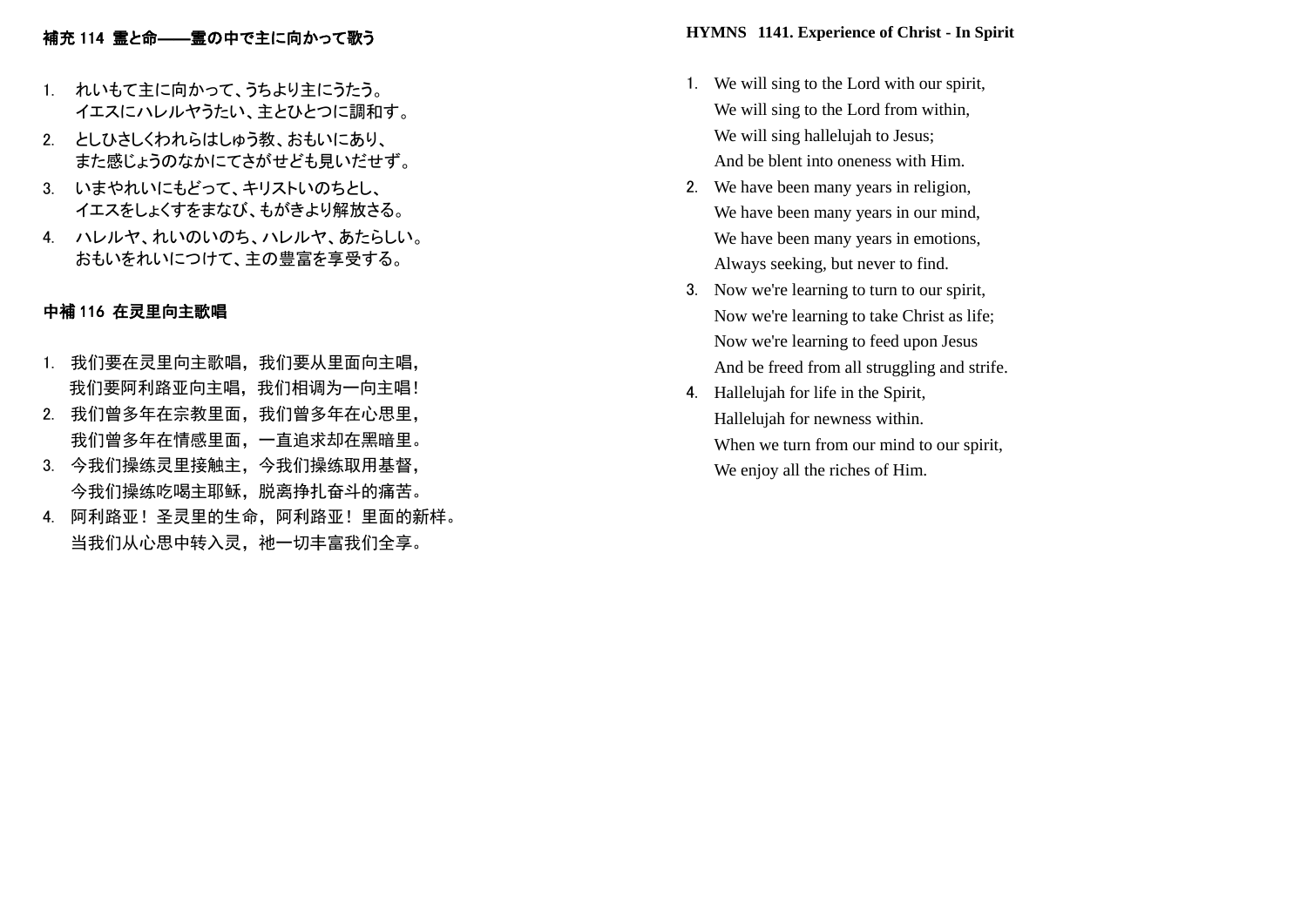### 補充 114 霊と命——霊の中で主に向かって歌う

1. れいもて主に向かって、うちより主にうたう。
   イエスにハレルヤうたい、主とひとつに調和す。
2. としひさしくわれらはしゅう教、おもいにあり、
   また感じょうのなかにてさがせども見いだせず。
3. いまやれいにもどって、キリストいのちとし、
   イエスをしょくすをまなび、もがきより解放さる。
4. ハレルヤ、れいのいのち、ハレルヤ、あたらしい。
   おもいをれいにつけて、主の豊富を享受する。

### 中補 116 在灵里向主歌唱

1. 我们要在灵里向主歌唱，我们要从里面向主唱，
   我们要阿利路亚向主唱，我们相调为一向主唱！
2. 我们曾多年在宗教里面，我们曾多年在心思里，
   我们曾多年在情感里面，一直追求却在黑暗里。
3. 今我们操练灵里接触主，今我们操练取用基督，
   今我们操练吃喝主耶稣，脱离挣扎奋斗的痛苦。
4. 阿利路亚！圣灵里的生命，阿利路亚！里面的新样。
   当我们从心思中转入灵，祂一切丰富我们全享。

### HYMNS 1141. Experience of Christ - In Spirit

1. We will sing to the Lord with our spirit,
   We will sing to the Lord from within,
   We will sing hallelujah to Jesus;
   And be blent into oneness with Him.
2. We have been many years in religion,
   We have been many years in our mind,
   We have been many years in emotions,
   Always seeking, but never to find.
3. Now we're learning to turn to our spirit,
   Now we're learning to take Christ as life;
   Now we're learning to feed upon Jesus
   And be freed from all struggling and strife.
4. Hallelujah for life in the Spirit,
   Hallelujah for newness within.
   When we turn from our mind to our spirit,
   We enjoy all the riches of Him.